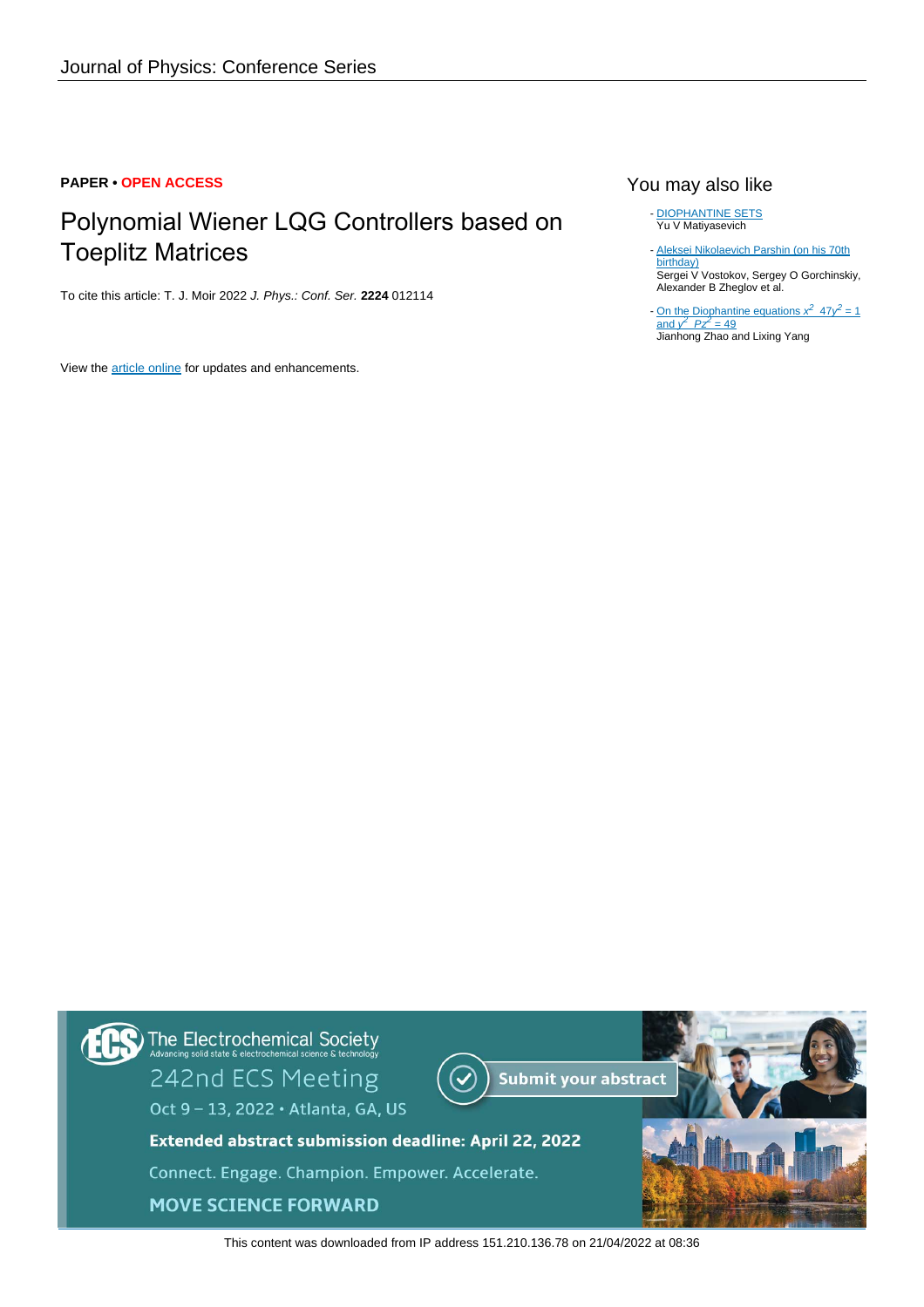Journal of Physics: Conference Series

**PAPER • OPEN ACCESS**

# Polynomial Wiener LQG Controllers based on Toeplitz Matrices

To cite this article: T. J. Moir 2022 *J. Phys.: Conf. Ser.* **2224** 012114

View the article online for updates and enhancements.

## You may also like

- DIOPHANTINE SETS
  Yu V Matiyasevich
- Aleksei Nikolaevich Parshin (on his 70th birthday)
  Sergei V Vostokov, Sergey O Gorchinskiy, Alexander B Zheglov et al.
- On the Diophantine equations $x^2$ $47y^2 = 1$ and $y^2$ $Pz^2 = 49$
  Jianhong Zhao and Lixing Yang

This content was downloaded from IP address 151.210.136.78 on 21/04/2022 at 08:36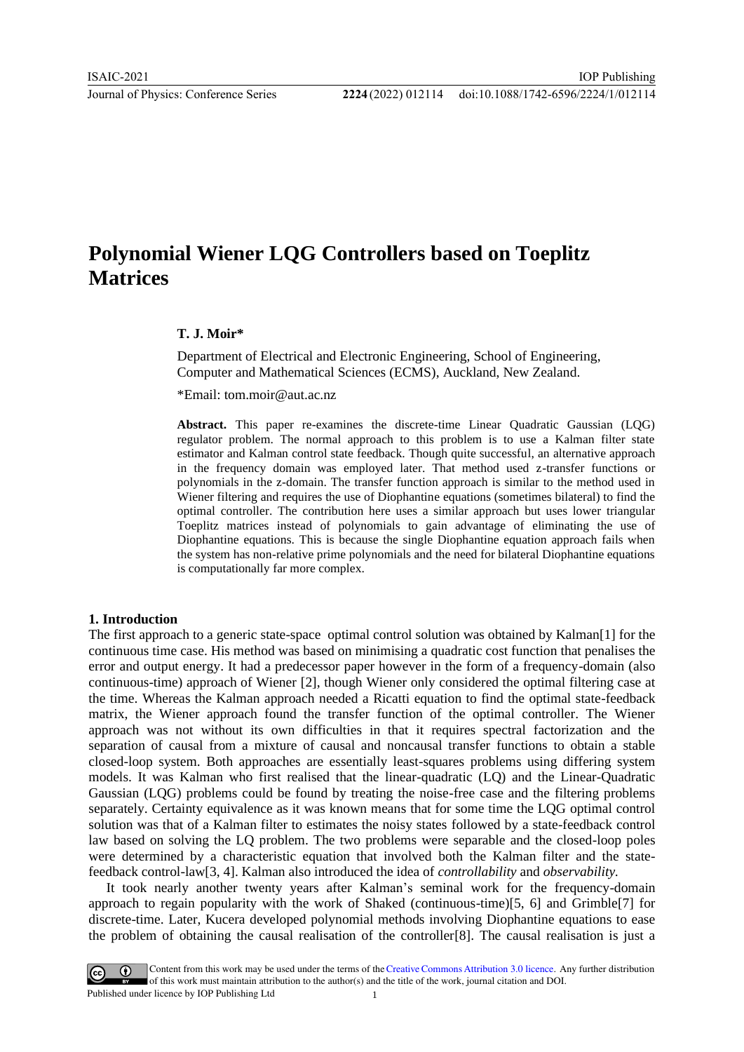# Polynomial Wiener LQG Controllers based on Toeplitz Matrices

**T. J. Moir***

Department of Electrical and Electronic Engineering, School of Engineering, Computer and Mathematical Sciences (ECMS), Auckland, New Zealand.

*Email: tom.moir@aut.ac.nz

**Abstract.** This paper re-examines the discrete-time Linear Quadratic Gaussian (LQG) regulator problem. The normal approach to this problem is to use a Kalman filter state estimator and Kalman control state feedback. Though quite successful, an alternative approach in the frequency domain was employed later. That method used z-transfer functions or polynomials in the z-domain. The transfer function approach is similar to the method used in Wiener filtering and requires the use of Diophantine equations (sometimes bilateral) to find the optimal controller. The contribution here uses a similar approach but uses lower triangular Toeplitz matrices instead of polynomials to gain advantage of eliminating the use of Diophantine equations. This is because the single Diophantine equation approach fails when the system has non-relative prime polynomials and the need for bilateral Diophantine equations is computationally far more complex.

## 1. Introduction

The first approach to a generic state-space optimal control solution was obtained by Kalman[1] for the continuous time case. His method was based on minimising a quadratic cost function that penalises the error and output energy. It had a predecessor paper however in the form of a frequency-domain (also continuous-time) approach of Wiener [2], though Wiener only considered the optimal filtering case at the time. Whereas the Kalman approach needed a Ricatti equation to find the optimal state-feedback matrix, the Wiener approach found the transfer function of the optimal controller. The Wiener approach was not without its own difficulties in that it requires spectral factorization and the separation of causal from a mixture of causal and noncausal transfer functions to obtain a stable closed-loop system. Both approaches are essentially least-squares problems using differing system models. It was Kalman who first realised that the linear-quadratic (LQ) and the Linear-Quadratic Gaussian (LQG) problems could be found by treating the noise-free case and the filtering problems separately. Certainty equivalence as it was known means that for some time the LQG optimal control solution was that of a Kalman filter to estimates the noisy states followed by a state-feedback control law based on solving the LQ problem. The two problems were separable and the closed-loop poles were determined by a characteristic equation that involved both the Kalman filter and the state-feedback control-law[3, 4]. Kalman also introduced the idea of *controllability* and *observability.*

It took nearly another twenty years after Kalman's seminal work for the frequency-domain approach to regain popularity with the work of Shaked (continuous-time)[5, 6] and Grimble[7] for discrete-time. Later, Kucera developed polynomial methods involving Diophantine equations to ease the problem of obtaining the causal realisation of the controller[8]. The causal realisation is just a

Content from this work may be used under the terms of the Creative Commons Attribution 3.0 licence. Any further distribution of this work must maintain attribution to the author(s) and the title of the work, journal citation and DOI.
Published under licence by IOP Publishing Ltd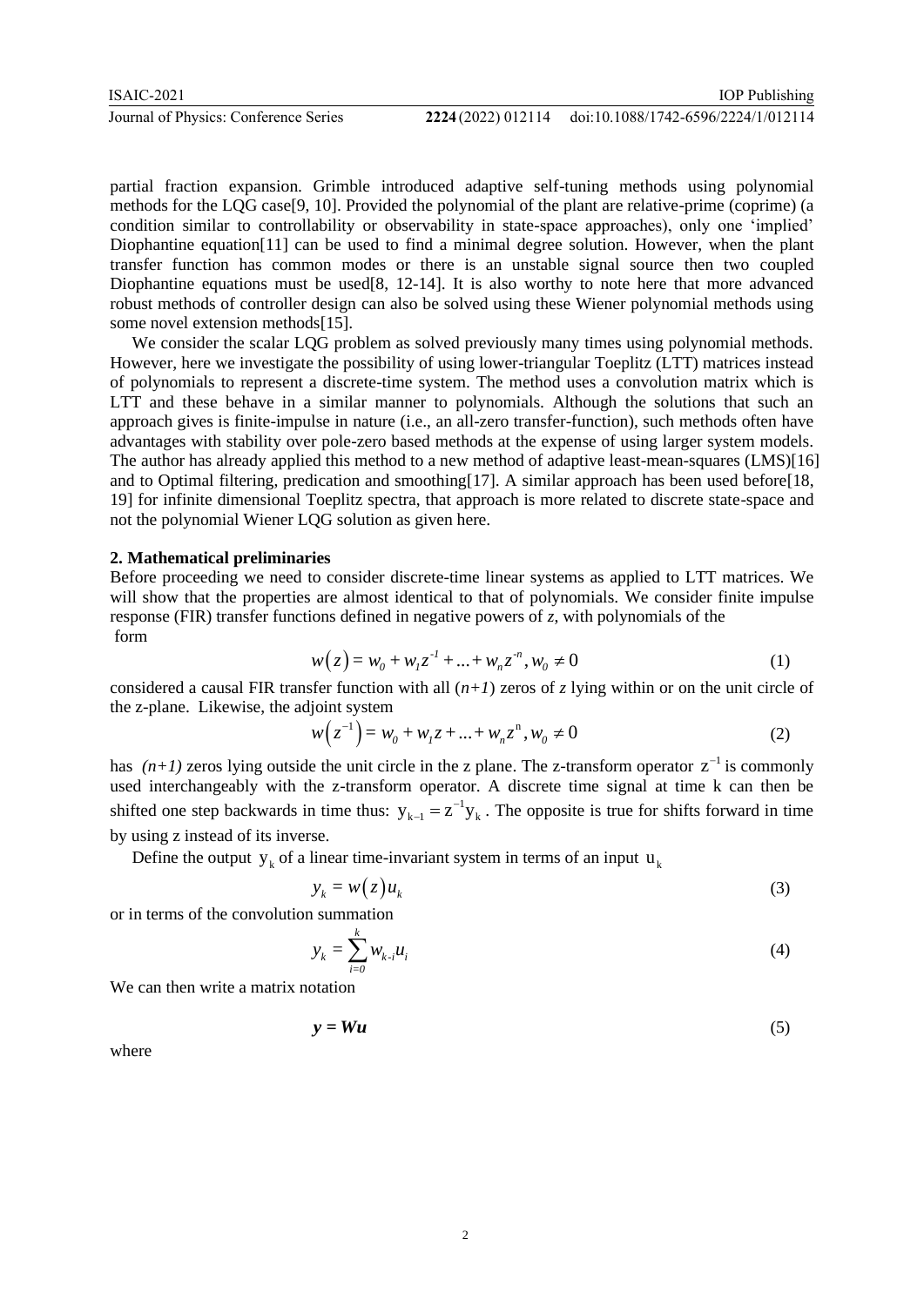partial fraction expansion. Grimble introduced adaptive self-tuning methods using polynomial methods for the LQG case[9, 10]. Provided the polynomial of the plant are relative-prime (coprime) (a condition similar to controllability or observability in state-space approaches), only one 'implied' Diophantine equation[11] can be used to find a minimal degree solution. However, when the plant transfer function has common modes or there is an unstable signal source then two coupled Diophantine equations must be used[8, 12-14]. It is also worthy to note here that more advanced robust methods of controller design can also be solved using these Wiener polynomial methods using some novel extension methods[15].

We consider the scalar LQG problem as solved previously many times using polynomial methods. However, here we investigate the possibility of using lower-triangular Toeplitz (LTT) matrices instead of polynomials to represent a discrete-time system. The method uses a convolution matrix which is LTT and these behave in a similar manner to polynomials. Although the solutions that such an approach gives is finite-impulse in nature (i.e., an all-zero transfer-function), such methods often have advantages with stability over pole-zero based methods at the expense of using larger system models. The author has already applied this method to a new method of adaptive least-mean-squares (LMS)[16] and to Optimal filtering, predication and smoothing[17]. A similar approach has been used before[18, 19] for infinite dimensional Toeplitz spectra, that approach is more related to discrete state-space and not the polynomial Wiener LQG solution as given here.

## 2. Mathematical preliminaries

Before proceeding we need to consider discrete-time linear systems as applied to LTT matrices. We will show that the properties are almost identical to that of polynomials. We consider finite impulse response (FIR) transfer functions defined in negative powers of *z*, with polynomials of the form

$$w(z) = w_0 + w_1 z^{-1} + \ldots + w_n z^{-n}, w_0 \neq 0 \tag{1}$$

considered a causal FIR transfer function with all $(n+1)$ zeros of *z* lying within or on the unit circle of the z-plane. Likewise, the adjoint system

$$w(z^{-1}) = w_0 + w_1 z + \ldots + w_n z^{n}, w_0 \neq 0 \tag{2}$$

has $(n+1)$ zeros lying outside the unit circle in the z plane. The z-transform operator $z^{-1}$ is commonly used interchangeably with the z-transform operator. A discrete time signal at time k can then be shifted one step backwards in time thus: $y_{k-1} = z^{-1} y_k$. The opposite is true for shifts forward in time by using z instead of its inverse.

Define the output $y_k$ of a linear time-invariant system in terms of an input $u_k$

$$y_k = w(z) u_k \tag{3}$$

or in terms of the convolution summation

$$y_k = \sum_{i=0}^{k} w_{k-i} u_i \tag{4}$$

We can then write a matrix notation

$$\boldsymbol{y} = \boldsymbol{W}\boldsymbol{u} \tag{5}$$

where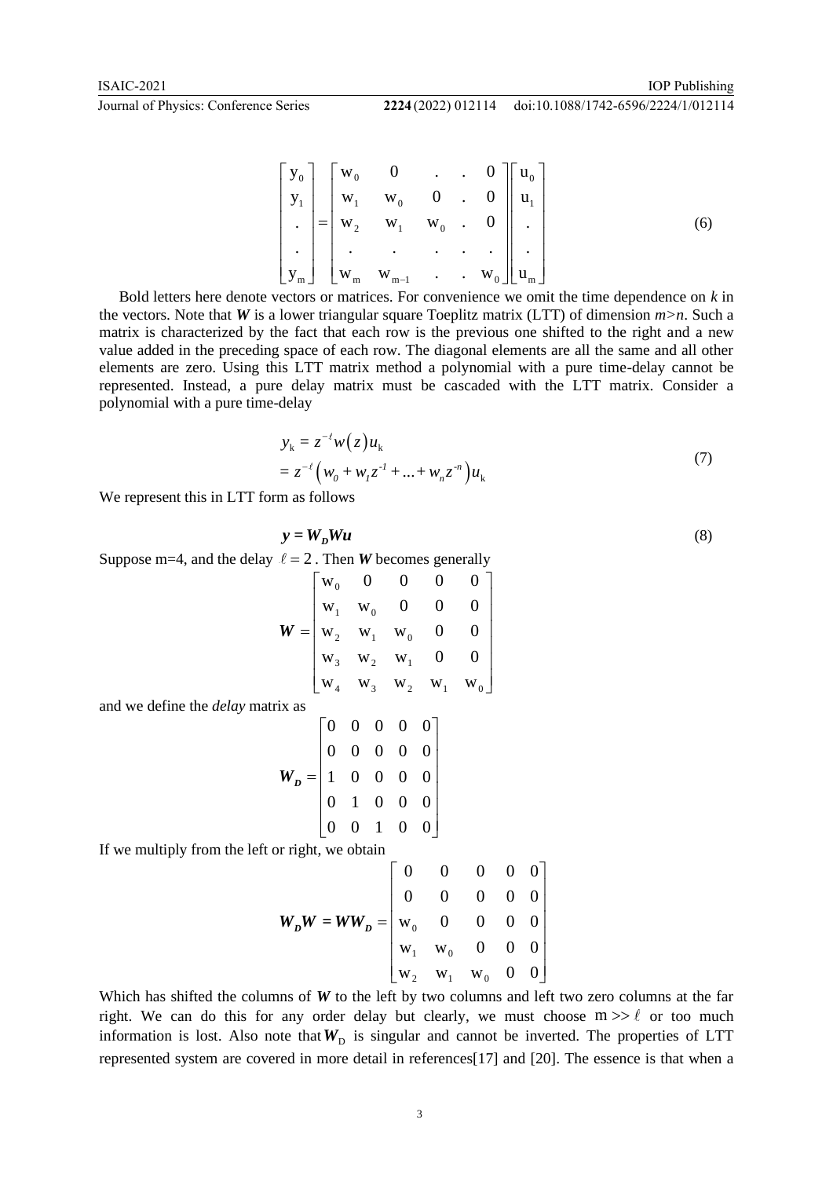$$
\begin{bmatrix} y_0 \\ y_1 \\ . \\ . \\ y_m \end{bmatrix} = \begin{bmatrix} w_0 & 0 & . & . & 0 \\ w_1 & w_0 & 0 & . & 0 \\ w_2 & w_1 & w_0 & . & 0 \\ . & . & . & . & . \\ w_m & w_{m-1} & . & . & w_0 \end{bmatrix} \begin{bmatrix} u_0 \\ u_1 \\ . \\ . \\ u_m \end{bmatrix} \tag{6}
$$

Bold letters here denote vectors or matrices. For convenience we omit the time dependence on $k$ in the vectors. Note that $\boldsymbol{W}$ is a lower triangular square Toeplitz matrix (LTT) of dimension $m>n$. Such a matrix is characterized by the fact that each row is the previous one shifted to the right and a new value added in the preceding space of each row. The diagonal elements are all the same and all other elements are zero. Using this LTT matrix method a polynomial with a pure time-delay cannot be represented. Instead, a pure delay matrix must be cascaded with the LTT matrix. Consider a polynomial with a pure time-delay

$$
\begin{aligned} y_k &= z^{-\ell} w(z) u_k \\ &= z^{-\ell}\left(w_0 + w_1 z^{-1} + \ldots + w_n z^{-n}\right) u_k \end{aligned} \tag{7}
$$

We represent this in LTT form as follows

$$
\boldsymbol{y} = \boldsymbol{W_D W u} \tag{8}
$$

Suppose m=4, and the delay $\ell = 2$ . Then $\boldsymbol{W}$ becomes generally

$$
\boldsymbol{W} = \begin{bmatrix} w_0 & 0 & 0 & 0 & 0 \\ w_1 & w_0 & 0 & 0 & 0 \\ w_2 & w_1 & w_0 & 0 & 0 \\ w_3 & w_2 & w_1 & 0 & 0 \\ w_4 & w_3 & w_2 & w_1 & w_0 \end{bmatrix}
$$

and we define the *delay* matrix as

$$
\boldsymbol{W_D} = \begin{bmatrix} 0 & 0 & 0 & 0 & 0 \\ 0 & 0 & 0 & 0 & 0 \\ 1 & 0 & 0 & 0 & 0 \\ 0 & 1 & 0 & 0 & 0 \\ 0 & 0 & 1 & 0 & 0 \end{bmatrix}
$$

If we multiply from the left or right, we obtain

$$
\boldsymbol{W_D W} = \boldsymbol{W W_D} = \begin{bmatrix} 0 & 0 & 0 & 0 & 0 \\ 0 & 0 & 0 & 0 & 0 \\ w_0 & 0 & 0 & 0 & 0 \\ w_1 & w_0 & 0 & 0 & 0 \\ w_2 & w_1 & w_0 & 0 & 0 \end{bmatrix}
$$

Which has shifted the columns of $\boldsymbol{W}$ to the left by two columns and left two zero columns at the far right. We can do this for any order delay but clearly, we must choose $m \gg \ell$ or too much information is lost. Also note that $\boldsymbol{W}_D$ is singular and cannot be inverted. The properties of LTT represented system are covered in more detail in references[17] and [20]. The essence is that when a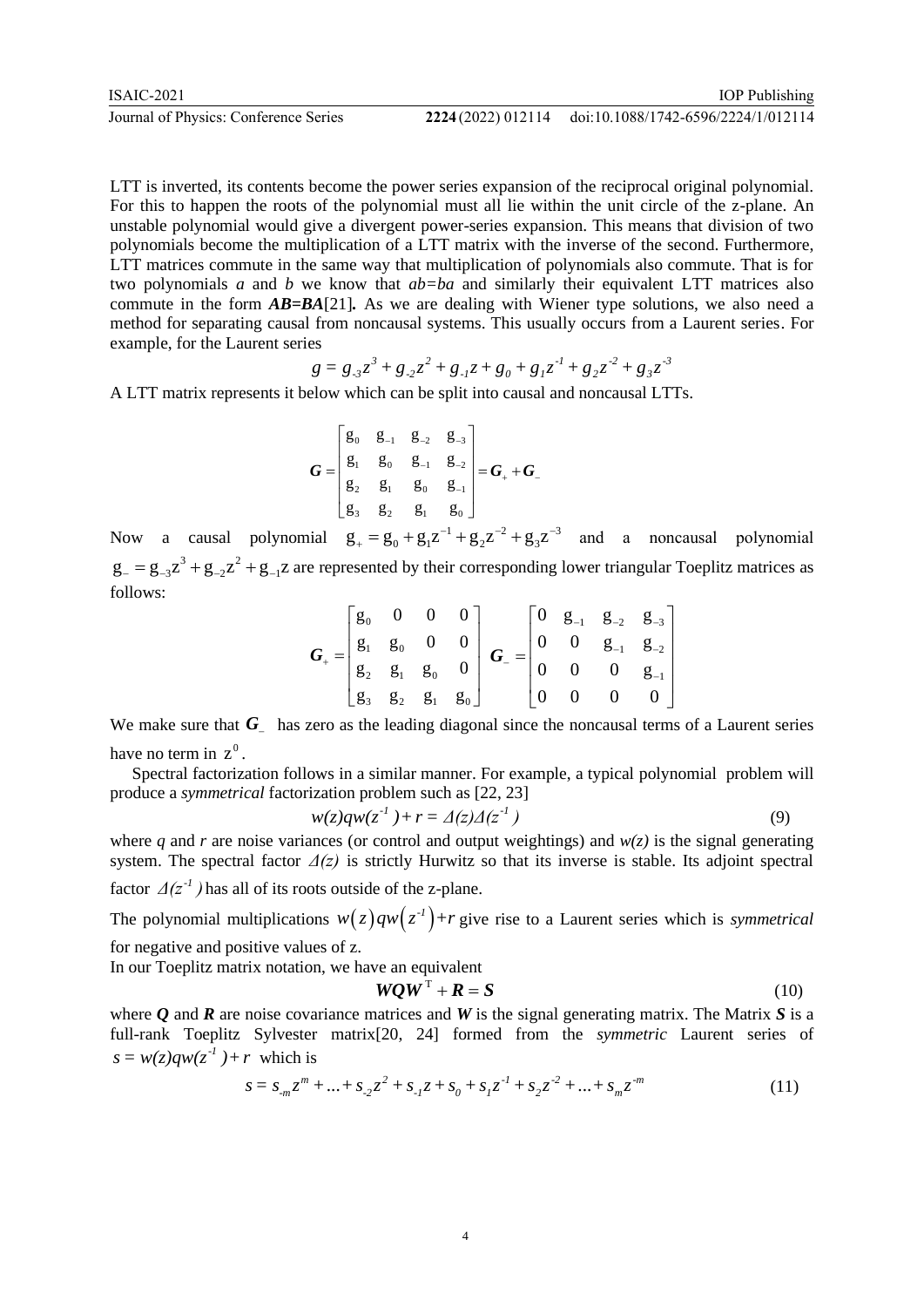LTT is inverted, its contents become the power series expansion of the reciprocal original polynomial. For this to happen the roots of the polynomial must all lie within the unit circle of the z-plane. An unstable polynomial would give a divergent power-series expansion. This means that division of two polynomials become the multiplication of a LTT matrix with the inverse of the second. Furthermore, LTT matrices commute in the same way that multiplication of polynomials also commute. That is for two polynomials *a* and *b* we know that $ab=ba$ and similarly their equivalent LTT matrices also commute in the form $\boldsymbol{AB}=\boldsymbol{BA}$[21]**.** As we are dealing with Wiener type solutions, we also need a method for separating causal from noncausal systems. This usually occurs from a Laurent series. For example, for the Laurent series

$$g = g_{-3}z^3 + g_{-2}z^2 + g_{-1}z + g_0 + g_1z^{-1} + g_2z^{-2} + g_3z^{-3}$$

A LTT matrix represents it below which can be split into causal and noncausal LTTs.

$$\boldsymbol{G} = \begin{bmatrix} g_0 & g_{-1} & g_{-2} & g_{-3} \\ g_1 & g_0 & g_{-1} & g_{-2} \\ g_2 & g_1 & g_0 & g_{-1} \\ g_3 & g_2 & g_1 & g_0 \end{bmatrix} = \boldsymbol{G}_+ + \boldsymbol{G}_-$$

Now a causal polynomial $g_+ = g_0 + g_1z^{-1} + g_2z^{-2} + g_3z^{-3}$ and a noncausal polynomial $g_- = g_{-3}z^3 + g_{-2}z^2 + g_{-1}z$ are represented by their corresponding lower triangular Toeplitz matrices as follows:

$$\boldsymbol{G}_+ = \begin{bmatrix} g_0 & 0 & 0 & 0 \\ g_1 & g_0 & 0 & 0 \\ g_2 & g_1 & g_0 & 0 \\ g_3 & g_2 & g_1 & g_0 \end{bmatrix} \quad \boldsymbol{G}_- = \begin{bmatrix} 0 & g_{-1} & g_{-2} & g_{-3} \\ 0 & 0 & g_{-1} & g_{-2} \\ 0 & 0 & 0 & g_{-1} \\ 0 & 0 & 0 & 0 \end{bmatrix}$$

We make sure that $\boldsymbol{G}_-$ has zero as the leading diagonal since the noncausal terms of a Laurent series have no term in $z^0$.

Spectral factorization follows in a similar manner. For example, a typical polynomial problem will produce a *symmetrical* factorization problem such as [22, 23]

$$w(z)qw(z^{-1}) + r = \Delta(z)\Delta(z^{-1}) \tag{9}$$

where *q* and *r* are noise variances (or control and output weightings) and $w(z)$ is the signal generating system. The spectral factor $\Delta(z)$ is strictly Hurwitz so that its inverse is stable. Its adjoint spectral factor $\Delta(z^{-1})$ has all of its roots outside of the z-plane.

The polynomial multiplications $w(z)qw(z^{-1})+r$ give rise to a Laurent series which is *symmetrical* for negative and positive values of z.

In our Toeplitz matrix notation, we have an equivalent

$$\boldsymbol{WQW}^{\mathrm{T}} + \boldsymbol{R} = \boldsymbol{S} \tag{10}$$

where $\boldsymbol{Q}$ and $\boldsymbol{R}$ are noise covariance matrices and $\boldsymbol{W}$ is the signal generating matrix. The Matrix $\boldsymbol{S}$ is a full-rank Toeplitz Sylvester matrix[20, 24] formed from the *symmetric* Laurent series of $s = w(z)qw(z^{-1}) + r$ which is

$$s = s_{-m}z^m + \ldots + s_{-2}z^2 + s_{-1}z + s_0 + s_1z^{-1} + s_2z^{-2} + \ldots + s_mz^{-m} \tag{11}$$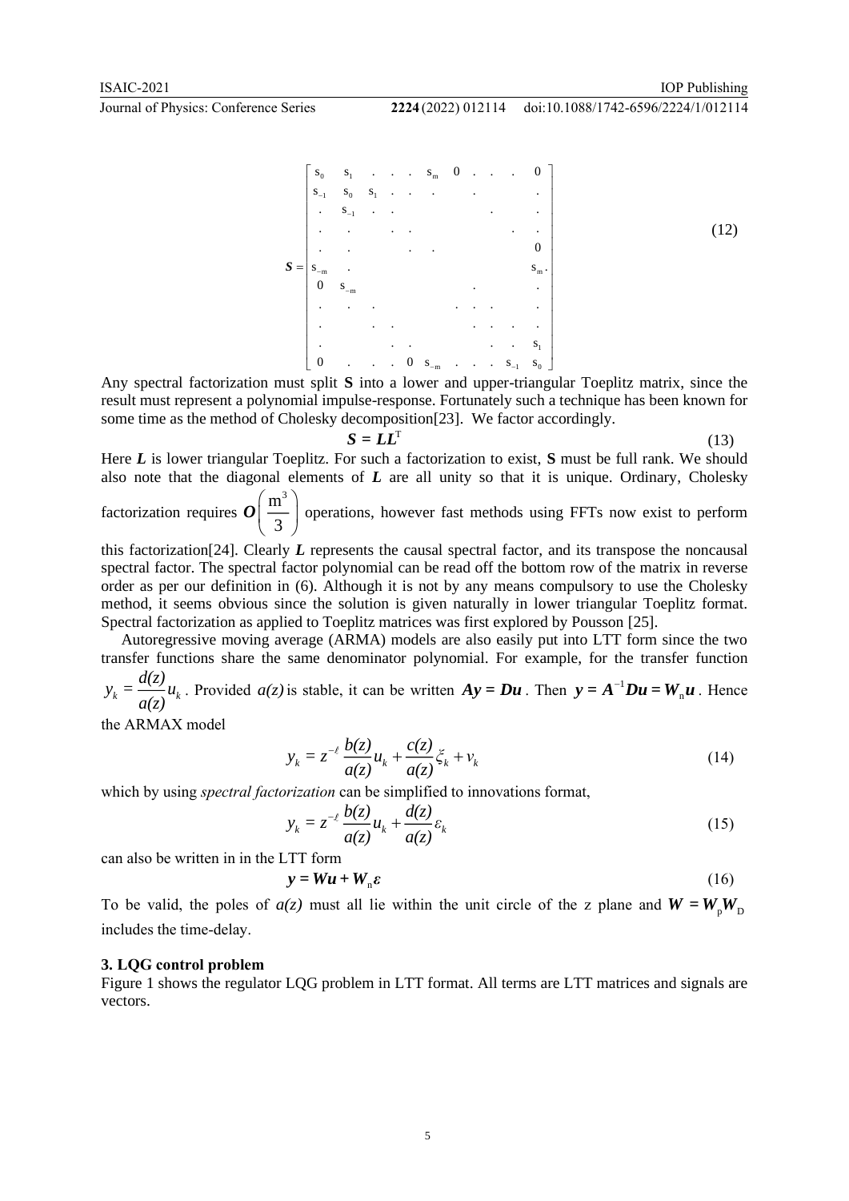$$
\boldsymbol{S} = \begin{bmatrix}
s_0 & s_1 & . & . & . & s_m & 0 & . & . & . & 0 \\
s_{-1} & s_0 & s_1 & . & . & . & & . & & & . \\
. & s_{-1} & . & . & & & & & . & & . \\
. & . & & . & . & & & & & . & . \\
. & . & & & . & . & & & & & 0 \\
s_{-m} & . & & & & & & & & & s_m \\
0 & s_{-m} & & & & & & . & & & . \\
. & . & . & & & & . & . & . & & . \\
. & & . & . & & & . & . & . & . & . \\
. & & & . & . & & & & . & . & s_1 \\
0 & . & . & . & 0 & s_{-m} & . & . & . & s_{-1} & s_0
\end{bmatrix}. \tag{12}
$$

Any spectral factorization must split **S** into a lower and upper-triangular Toeplitz matrix, since the result must represent a polynomial impulse-response. Fortunately such a technique has been known for some time as the method of Cholesky decomposition[23]. We factor accordingly.

$$
\boldsymbol{S} = \boldsymbol{L}\boldsymbol{L}^{\mathrm{T}} \tag{13}
$$

Here $\boldsymbol{L}$ is lower triangular Toeplitz. For such a factorization to exist, **S** must be full rank. We should also note that the diagonal elements of $\boldsymbol{L}$ are all unity so that it is unique. Ordinary, Cholesky factorization requires $\boldsymbol{O}\left(\frac{m^3}{3}\right)$ operations, however fast methods using FFTs now exist to perform this factorization[24]. Clearly $\boldsymbol{L}$ represents the causal spectral factor, and its transpose the noncausal spectral factor. The spectral factor polynomial can be read off the bottom row of the matrix in reverse order as per our definition in (6). Although it is not by any means compulsory to use the Cholesky method, it seems obvious since the solution is given naturally in lower triangular Toeplitz format. Spectral factorization as applied to Toeplitz matrices was first explored by Pousson [25].

Autoregressive moving average (ARMA) models are also easily put into LTT form since the two transfer functions share the same denominator polynomial. For example, for the transfer function $y_k = \frac{d(z)}{a(z)}u_k$. Provided $a(z)$ is stable, it can be written $\boldsymbol{A}\boldsymbol{y} = \boldsymbol{D}\boldsymbol{u}$. Then $\boldsymbol{y} = \boldsymbol{A}^{-1}\boldsymbol{D}\boldsymbol{u} = \boldsymbol{W}_{\mathrm{n}}\boldsymbol{u}$. Hence the ARMAX model

$$
y_k = z^{-\ell}\frac{b(z)}{a(z)}u_k + \frac{c(z)}{a(z)}\xi_k + v_k \tag{14}
$$

which by using *spectral factorization* can be simplified to innovations format,

$$
y_k = z^{-\ell}\frac{b(z)}{a(z)}u_k + \frac{d(z)}{a(z)}\varepsilon_k \tag{15}
$$

can also be written in in the LTT form

$$
\boldsymbol{y} = \boldsymbol{W}\boldsymbol{u} + \boldsymbol{W}_{\mathrm{n}}\boldsymbol{\varepsilon} \tag{16}
$$

To be valid, the poles of $a(z)$ must all lie within the unit circle of the z plane and $\boldsymbol{W} = \boldsymbol{W}_{\mathrm{p}}\boldsymbol{W}_{\mathrm{D}}$ includes the time-delay.

### 3. LQG control problem

Figure 1 shows the regulator LQG problem in LTT format. All terms are LTT matrices and signals are vectors.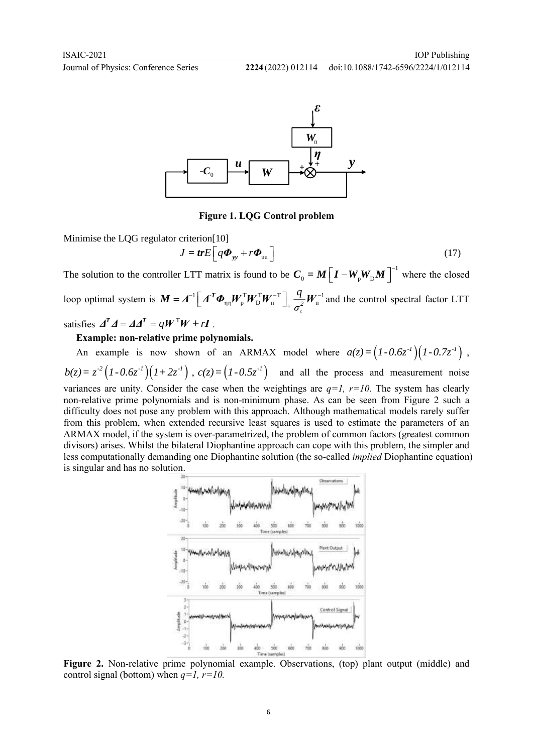**Figure 1. LQG Control problem**

Minimise the LQG regulator criterion[10]

$$J = \mathbf{tr}E\left[ q\boldsymbol{\Phi}_{yy} + r\boldsymbol{\Phi}_{uu} \right] \tag{17}$$

The solution to the controller LTT matrix is found to be $\boldsymbol{C}_0 = \boldsymbol{M}\left[\boldsymbol{I} - \boldsymbol{W}_p\boldsymbol{W}_D\boldsymbol{M}\right]^{-1}$ where the closed loop optimal system is $\boldsymbol{M} = \boldsymbol{\Delta}^{-1}\left[\boldsymbol{\Delta}^{-T}\boldsymbol{\Phi}_{\eta\eta}\boldsymbol{W}_p^{T}\boldsymbol{W}_D^{T}\boldsymbol{W}_n^{-T}\right]_+ \dfrac{q}{\sigma_\varepsilon^2}\boldsymbol{W}_n^{-1}$ and the control spectral factor LTT satisfies $\boldsymbol{\Delta}^T\boldsymbol{\Delta} = \boldsymbol{\Delta}\boldsymbol{\Delta}^T = q\boldsymbol{W}^T\boldsymbol{W} + r\boldsymbol{I}$.

**Example: non-relative prime polynomials.**

An example is now shown of an ARMAX model where $a(z) = \left(1 - 0.6z^{-1}\right)\left(1 - 0.7z^{-1}\right)$, $b(z) = z^{-2}\left(1 - 0.6z^{-1}\right)\left(1 + 2z^{-1}\right)$, $c(z) = \left(1 - 0.5z^{-1}\right)$ and all the process and measurement noise variances are unity. Consider the case when the weightings are *q=1, r=10.* The system has clearly non-relative prime polynomials and is non-minimum phase. As can be seen from Figure 2 such a difficulty does not pose any problem with this approach. Although mathematical models rarely suffer from this problem, when extended recursive least squares is used to estimate the parameters of an ARMAX model, if the system is over-parametrized, the problem of common factors (greatest common divisors) arises. Whilst the bilateral Diophantine approach can cope with this problem, the simpler and less computationally demanding one Diophantine solution (the so-called *implied* Diophantine equation) is singular and has no solution.

**Figure 2.** Non-relative prime polynomial example. Observations, (top) plant output (middle) and control signal (bottom) when *q=1, r=10.*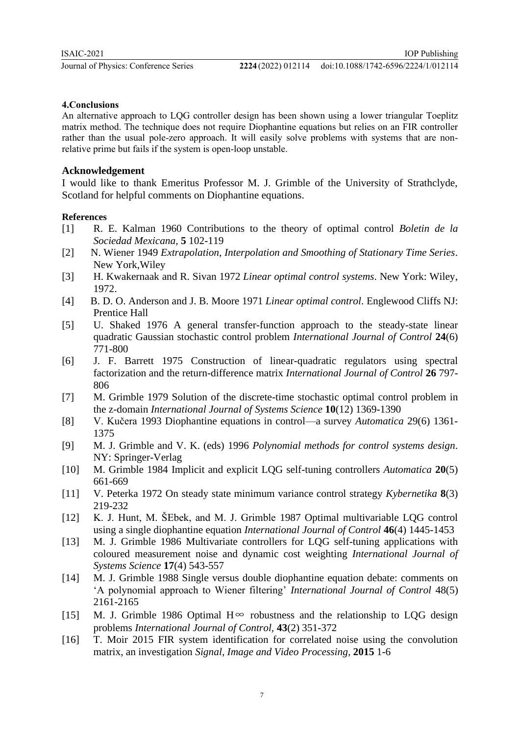## 4.Conclusions

An alternative approach to LQG controller design has been shown using a lower triangular Toeplitz matrix method. The technique does not require Diophantine equations but relies on an FIR controller rather than the usual pole-zero approach. It will easily solve problems with systems that are non-relative prime but fails if the system is open-loop unstable.

## Acknowledgement

I would like to thank Emeritus Professor M. J. Grimble of the University of Strathclyde, Scotland for helpful comments on Diophantine equations.

## References

[1] R. E. Kalman 1960 Contributions to the theory of optimal control *Boletin de la Sociedad Mexicana,* **5** 102-119

[2] N. Wiener 1949 *Extrapolation, Interpolation and Smoothing of Stationary Time Series*. New York,Wiley

[3] H. Kwakernaak and R. Sivan 1972 *Linear optimal control systems*. New York: Wiley, 1972.

[4] B. D. O. Anderson and J. B. Moore 1971 *Linear optimal control*. Englewood Cliffs NJ: Prentice Hall

[5] U. Shaked 1976 A general transfer-function approach to the steady-state linear quadratic Gaussian stochastic control problem *International Journal of Control* **24**(6) 771-800

[6] J. F. Barrett 1975 Construction of linear-quadratic regulators using spectral factorization and the return-difference matrix *International Journal of Control* **26** 797-806

[7] M. Grimble 1979 Solution of the discrete-time stochastic optimal control problem in the z-domain *International Journal of Systems Science* **10**(12) 1369-1390

[8] V. Kučera 1993 Diophantine equations in control—a survey *Automatica* 29(6) 1361-1375

[9] M. J. Grimble and V. K. (eds) 1996 *Polynomial methods for control systems design*. NY: Springer-Verlag

[10] M. Grimble 1984 Implicit and explicit LQG self-tuning controllers *Automatica* **20**(5) 661-669

[11] V. Peterka 1972 On steady state minimum variance control strategy *Kybernetika* **8**(3) 219-232

[12] K. J. Hunt, M. ŠEbek, and M. J. Grimble 1987 Optimal multivariable LQG control using a single diophantine equation *International Journal of Control* **46**(4) 1445-1453

[13] M. J. Grimble 1986 Multivariate controllers for LQG self-tuning applications with coloured measurement noise and dynamic cost weighting *International Journal of Systems Science* **17**(4) 543-557

[14] M. J. Grimble 1988 Single versus double diophantine equation debate: comments on 'A polynomial approach to Wiener filtering' *International Journal of Control* 48(5) 2161-2165

[15] M. J. Grimble 1986 Optimal $H\infty$ robustness and the relationship to LQG design problems *International Journal of Control,* **43**(2) 351-372

[16] T. Moir 2015 FIR system identification for correlated noise using the convolution matrix, an investigation *Signal, Image and Video Processing,* **2015** 1-6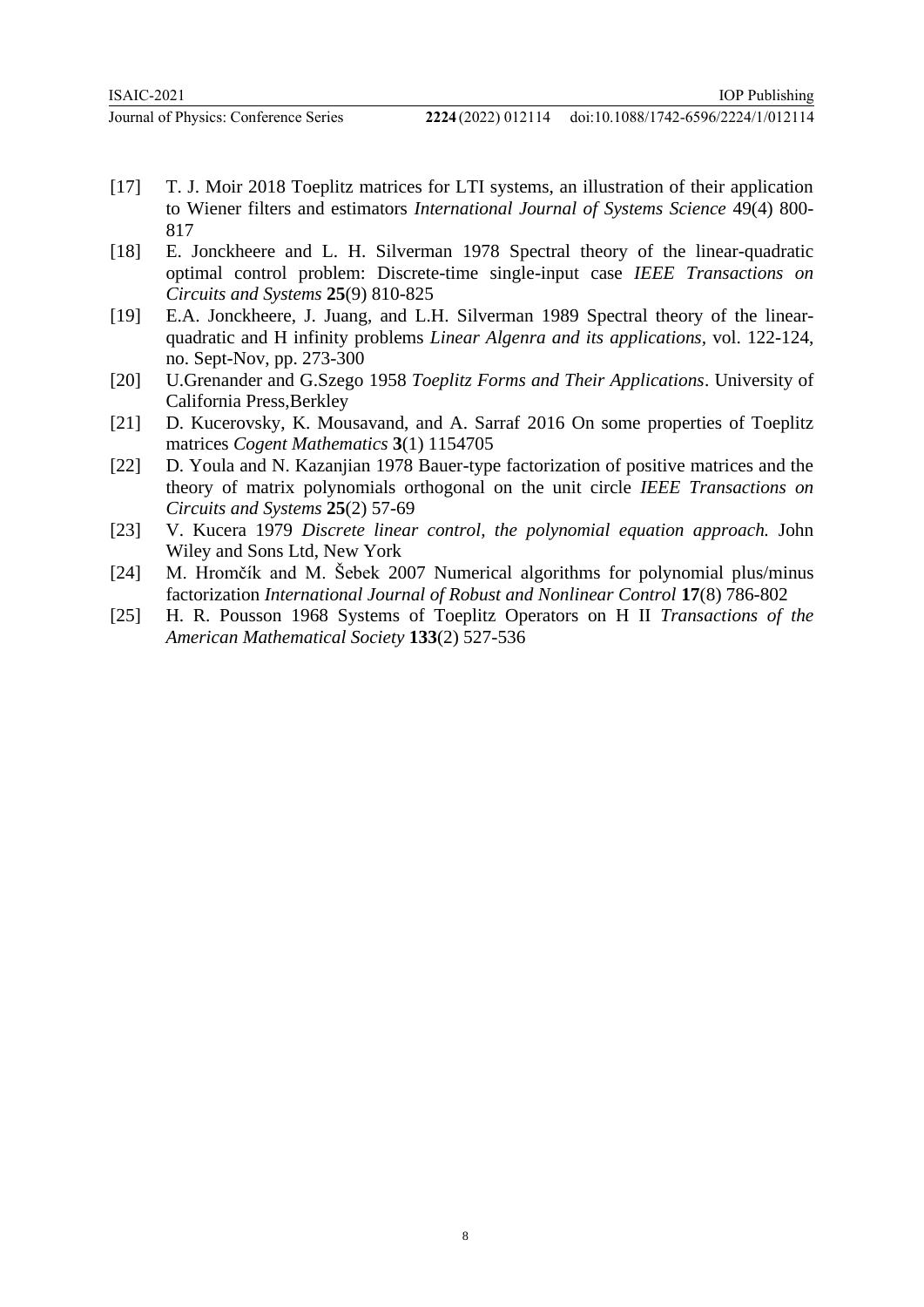[17] T. J. Moir 2018 Toeplitz matrices for LTI systems, an illustration of their application to Wiener filters and estimators *International Journal of Systems Science* 49(4) 800-817

[18] E. Jonckheere and L. H. Silverman 1978 Spectral theory of the linear-quadratic optimal control problem: Discrete-time single-input case *IEEE Transactions on Circuits and Systems* **25**(9) 810-825

[19] E.A. Jonckheere, J. Juang, and L.H. Silverman 1989 Spectral theory of the linear-quadratic and H infinity problems *Linear Algenra and its applications*, vol. 122-124, no. Sept-Nov, pp. 273-300

[20] U.Grenander and G.Szego 1958 *Toeplitz Forms and Their Applications*. University of California Press,Berkley

[21] D. Kucerovsky, K. Mousavand, and A. Sarraf 2016 On some properties of Toeplitz matrices *Cogent Mathematics* **3**(1) 1154705

[22] D. Youla and N. Kazanjian 1978 Bauer-type factorization of positive matrices and the theory of matrix polynomials orthogonal on the unit circle *IEEE Transactions on Circuits and Systems* **25**(2) 57-69

[23] V. Kucera 1979 *Discrete linear control, the polynomial equation approach.* John Wiley and Sons Ltd, New York

[24] M. Hromčík and M. Šebek 2007 Numerical algorithms for polynomial plus/minus factorization *International Journal of Robust and Nonlinear Control* **17**(8) 786-802

[25] H. R. Pousson 1968 Systems of Toeplitz Operators on H II *Transactions of the American Mathematical Society* **133**(2) 527-536